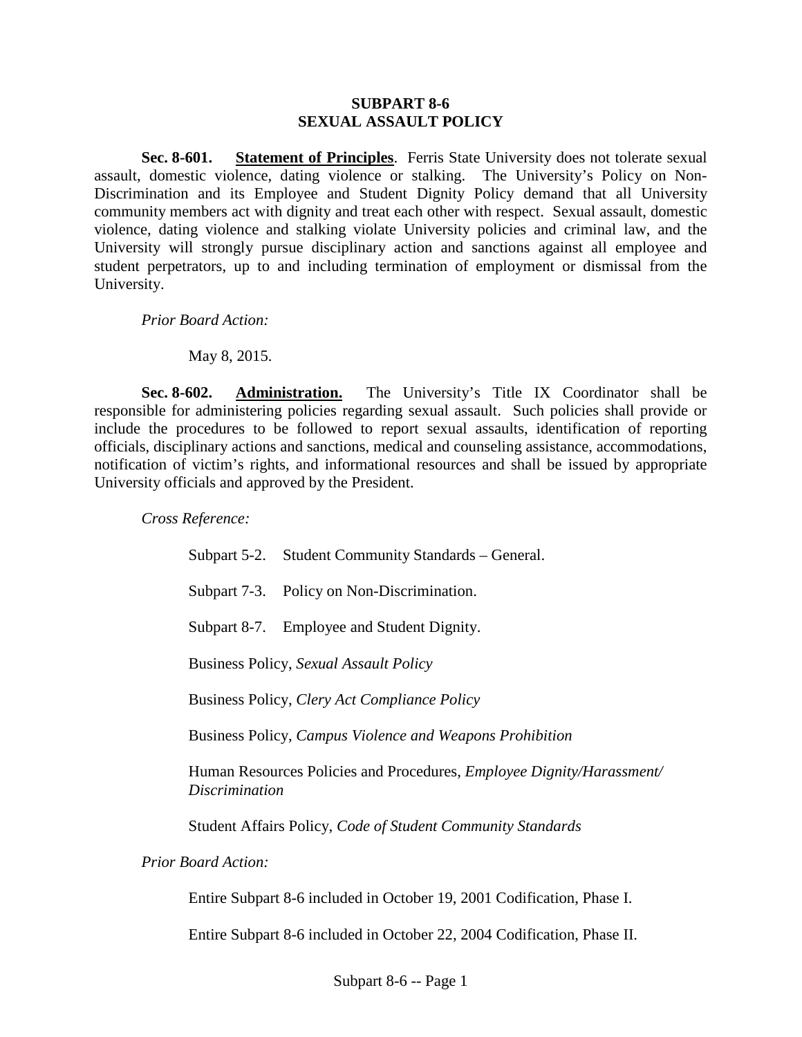# SUBPART 8-6
# SEXUAL ASSAULT POLICY

**Sec. 8-601. Statement of Principles**. Ferris State University does not tolerate sexual assault, domestic violence, dating violence or stalking. The University's Policy on Non-Discrimination and its Employee and Student Dignity Policy demand that all University community members act with dignity and treat each other with respect. Sexual assault, domestic violence, dating violence and stalking violate University policies and criminal law, and the University will strongly pursue disciplinary action and sanctions against all employee and student perpetrators, up to and including termination of employment or dismissal from the University.

*Prior Board Action:*

May 8, 2015.

**Sec. 8-602. Administration.** The University's Title IX Coordinator shall be responsible for administering policies regarding sexual assault. Such policies shall provide or include the procedures to be followed to report sexual assaults, identification of reporting officials, disciplinary actions and sanctions, medical and counseling assistance, accommodations, notification of victim's rights, and informational resources and shall be issued by appropriate University officials and approved by the President.

*Cross Reference:*

Subpart 5-2. Student Community Standards – General.

Subpart 7-3. Policy on Non-Discrimination.

Subpart 8-7. Employee and Student Dignity.

Business Policy, *Sexual Assault Policy*

Business Policy, *Clery Act Compliance Policy*

Business Policy, *Campus Violence and Weapons Prohibition*

Human Resources Policies and Procedures, *Employee Dignity/Harassment/ Discrimination*

Student Affairs Policy, *Code of Student Community Standards*

*Prior Board Action:*

Entire Subpart 8-6 included in October 19, 2001 Codification, Phase I.

Entire Subpart 8-6 included in October 22, 2004 Codification, Phase II.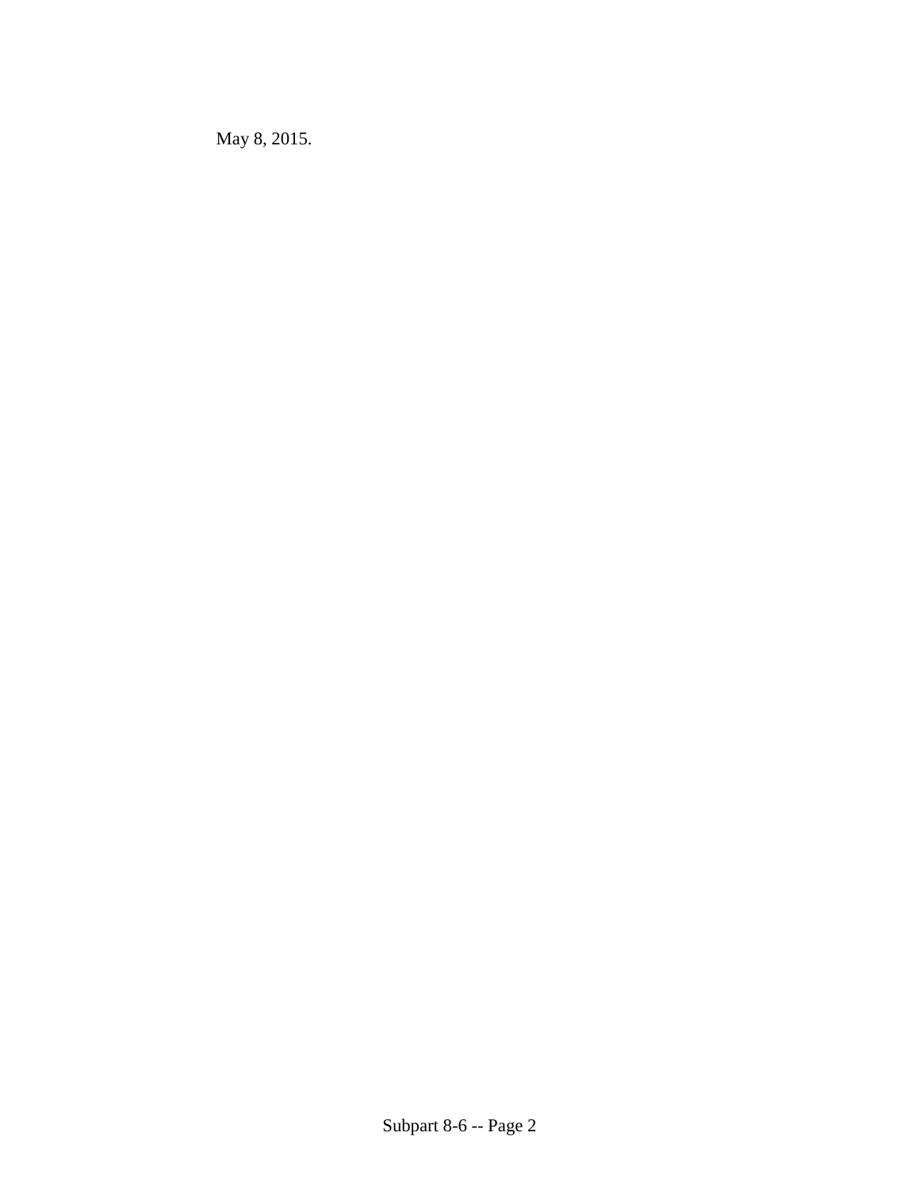May 8, 2015.